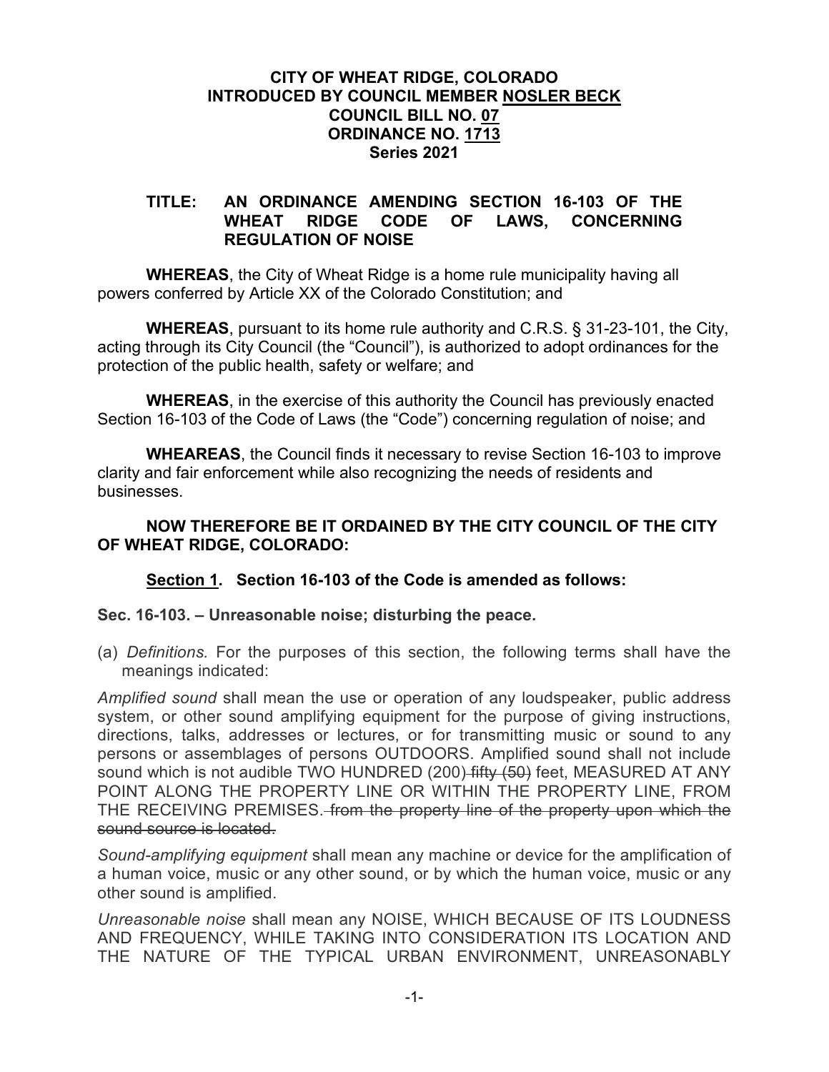**CITY OF WHEAT RIDGE, COLORADO**
**INTRODUCED BY COUNCIL MEMBER NOSLER BECK**
**COUNCIL BILL NO. 07**
**ORDINANCE NO. 1713**
**Series 2021**

**TITLE: AN ORDINANCE AMENDING SECTION 16-103 OF THE WHEAT RIDGE CODE OF LAWS, CONCERNING REGULATION OF NOISE**

**WHEREAS**, the City of Wheat Ridge is a home rule municipality having all powers conferred by Article XX of the Colorado Constitution; and

**WHEREAS**, pursuant to its home rule authority and C.R.S. § 31-23-101, the City, acting through its City Council (the "Council"), is authorized to adopt ordinances for the protection of the public health, safety or welfare; and

**WHEREAS**, in the exercise of this authority the Council has previously enacted Section 16-103 of the Code of Laws (the "Code") concerning regulation of noise; and

**WHEAREAS**, the Council finds it necessary to revise Section 16-103 to improve clarity and fair enforcement while also recognizing the needs of residents and businesses.

**NOW THEREFORE BE IT ORDAINED BY THE CITY COUNCIL OF THE CITY OF WHEAT RIDGE, COLORADO:**

**Section 1. Section 16-103 of the Code is amended as follows:**

**Sec. 16-103. – Unreasonable noise; disturbing the peace.**

(a) *Definitions.* For the purposes of this section, the following terms shall have the meanings indicated:

*Amplified sound* shall mean the use or operation of any loudspeaker, public address system, or other sound amplifying equipment for the purpose of giving instructions, directions, talks, addresses or lectures, or for transmitting music or sound to any persons or assemblages of persons OUTDOORS. Amplified sound shall not include sound which is not audible TWO HUNDRED (200) ~~fifty (50)~~ feet, MEASURED AT ANY POINT ALONG THE PROPERTY LINE OR WITHIN THE PROPERTY LINE, FROM THE RECEIVING PREMISES. ~~from the property line of the property upon which the sound source is located.~~

*Sound-amplifying equipment* shall mean any machine or device for the amplification of a human voice, music or any other sound, or by which the human voice, music or any other sound is amplified.

*Unreasonable noise* shall mean any NOISE, WHICH BECAUSE OF ITS LOUDNESS AND FREQUENCY, WHILE TAKING INTO CONSIDERATION ITS LOCATION AND THE NATURE OF THE TYPICAL URBAN ENVIRONMENT, UNREASONABLY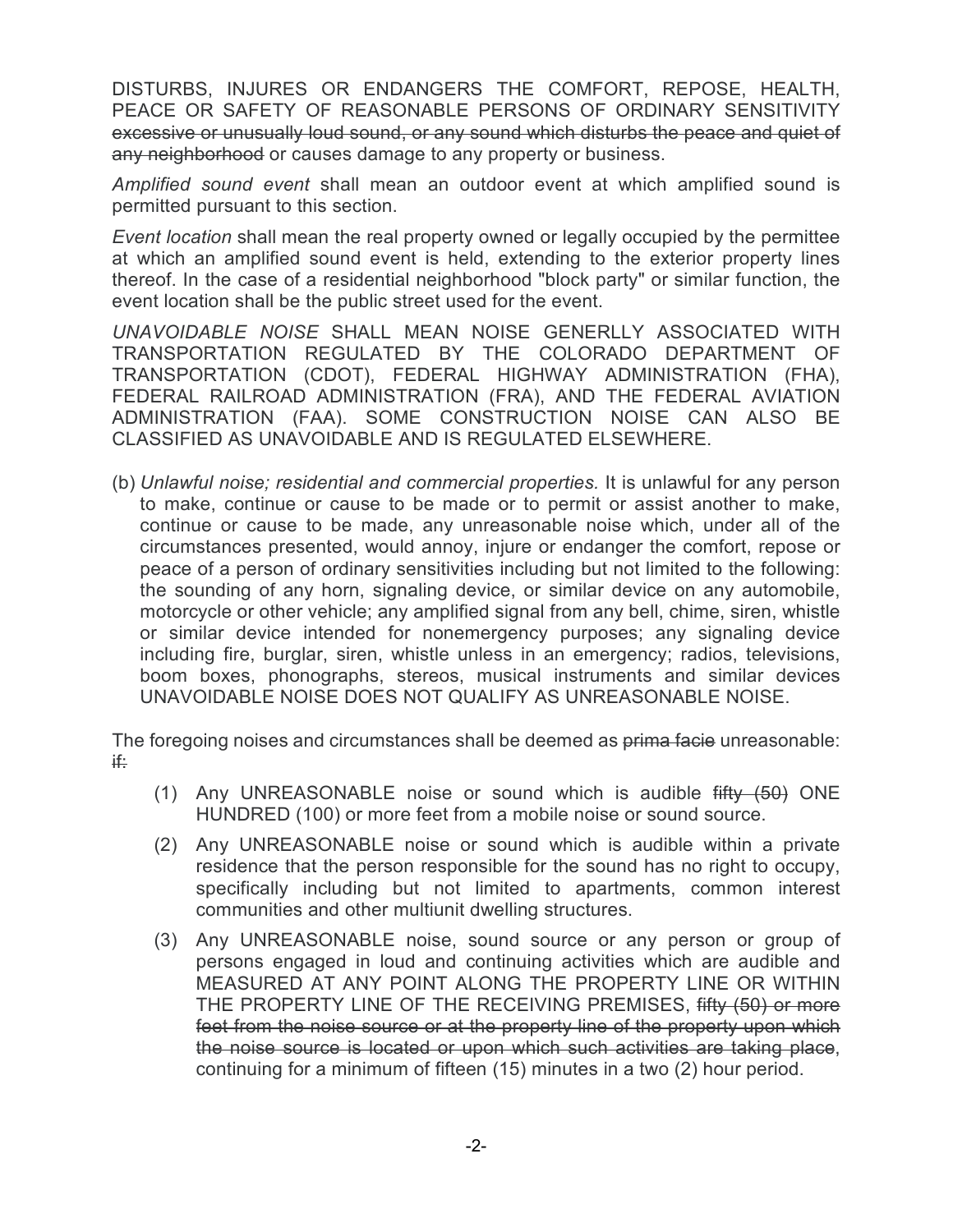DISTURBS, INJURES OR ENDANGERS THE COMFORT, REPOSE, HEALTH, PEACE OR SAFETY OF REASONABLE PERSONS OF ORDINARY SENSITIVITY ~~excessive or unusually loud sound, or any sound which disturbs the peace and quiet of any neighborhood~~ or causes damage to any property or business.

*Amplified sound event* shall mean an outdoor event at which amplified sound is permitted pursuant to this section.

*Event location* shall mean the real property owned or legally occupied by the permittee at which an amplified sound event is held, extending to the exterior property lines thereof. In the case of a residential neighborhood "block party" or similar function, the event location shall be the public street used for the event.

*UNAVOIDABLE NOISE* SHALL MEAN NOISE GENERLLY ASSOCIATED WITH TRANSPORTATION REGULATED BY THE COLORADO DEPARTMENT OF TRANSPORTATION (CDOT), FEDERAL HIGHWAY ADMINISTRATION (FHA), FEDERAL RAILROAD ADMINISTRATION (FRA), AND THE FEDERAL AVIATION ADMINISTRATION (FAA). SOME CONSTRUCTION NOISE CAN ALSO BE CLASSIFIED AS UNAVOIDABLE AND IS REGULATED ELSEWHERE.

(b) *Unlawful noise; residential and commercial properties.* It is unlawful for any person to make, continue or cause to be made or to permit or assist another to make, continue or cause to be made, any unreasonable noise which, under all of the circumstances presented, would annoy, injure or endanger the comfort, repose or peace of a person of ordinary sensitivities including but not limited to the following: the sounding of any horn, signaling device, or similar device on any automobile, motorcycle or other vehicle; any amplified signal from any bell, chime, siren, whistle or similar device intended for nonemergency purposes; any signaling device including fire, burglar, siren, whistle unless in an emergency; radios, televisions, boom boxes, phonographs, stereos, musical instruments and similar devices UNAVOIDABLE NOISE DOES NOT QUALIFY AS UNREASONABLE NOISE.

The foregoing noises and circumstances shall be deemed as ~~prima facie~~ unreasonable: ~~if:~~

(1) Any UNREASONABLE noise or sound which is audible ~~fifty (50)~~ ONE HUNDRED (100) or more feet from a mobile noise or sound source.

(2) Any UNREASONABLE noise or sound which is audible within a private residence that the person responsible for the sound has no right to occupy, specifically including but not limited to apartments, common interest communities and other multiunit dwelling structures.

(3) Any UNREASONABLE noise, sound source or any person or group of persons engaged in loud and continuing activities which are audible and MEASURED AT ANY POINT ALONG THE PROPERTY LINE OR WITHIN THE PROPERTY LINE OF THE RECEIVING PREMISES, ~~fifty (50) or more feet from the noise source or at the property line of the property upon which the noise source is located or upon which such activities are taking place~~, continuing for a minimum of fifteen (15) minutes in a two (2) hour period.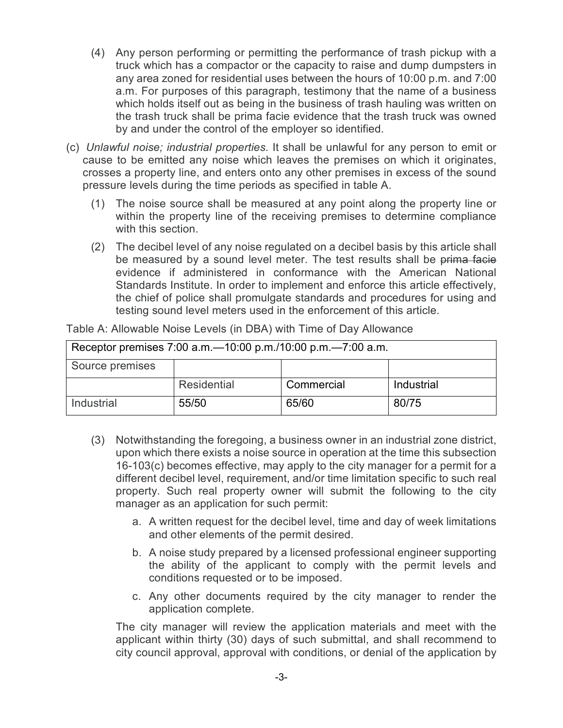(4) Any person performing or permitting the performance of trash pickup with a truck which has a compactor or the capacity to raise and dump dumpsters in any area zoned for residential uses between the hours of 10:00 p.m. and 7:00 a.m. For purposes of this paragraph, testimony that the name of a business which holds itself out as being in the business of trash hauling was written on the trash truck shall be prima facie evidence that the trash truck was owned by and under the control of the employer so identified.

(c) *Unlawful noise; industrial properties.* It shall be unlawful for any person to emit or cause to be emitted any noise which leaves the premises on which it originates, crosses a property line, and enters onto any other premises in excess of the sound pressure levels during the time periods as specified in table A.

(1) The noise source shall be measured at any point along the property line or within the property line of the receiving premises to determine compliance with this section.

(2) The decibel level of any noise regulated on a decibel basis by this article shall be measured by a sound level meter. The test results shall be ~~prima facie~~ evidence if administered in conformance with the American National Standards Institute. In order to implement and enforce this article effectively, the chief of police shall promulgate standards and procedures for using and testing sound level meters used in the enforcement of this article.

Table A: Allowable Noise Levels (in DBA) with Time of Day Allowance

| Receptor premises 7:00 a.m.—10:00 p.m./10:00 p.m.—7:00 a.m. | | | |
|---|---|---|---|
| Source premises | | | |
| | Residential | Commercial | Industrial |
| Industrial | 55/50 | 65/60 | 80/75 |

(3) Notwithstanding the foregoing, a business owner in an industrial zone district, upon which there exists a noise source in operation at the time this subsection 16-103(c) becomes effective, may apply to the city manager for a permit for a different decibel level, requirement, and/or time limitation specific to such real property. Such real property owner will submit the following to the city manager as an application for such permit:

a. A written request for the decibel level, time and day of week limitations and other elements of the permit desired.

b. A noise study prepared by a licensed professional engineer supporting the ability of the applicant to comply with the permit levels and conditions requested or to be imposed.

c. Any other documents required by the city manager to render the application complete.

The city manager will review the application materials and meet with the applicant within thirty (30) days of such submittal, and shall recommend to city council approval, approval with conditions, or denial of the application by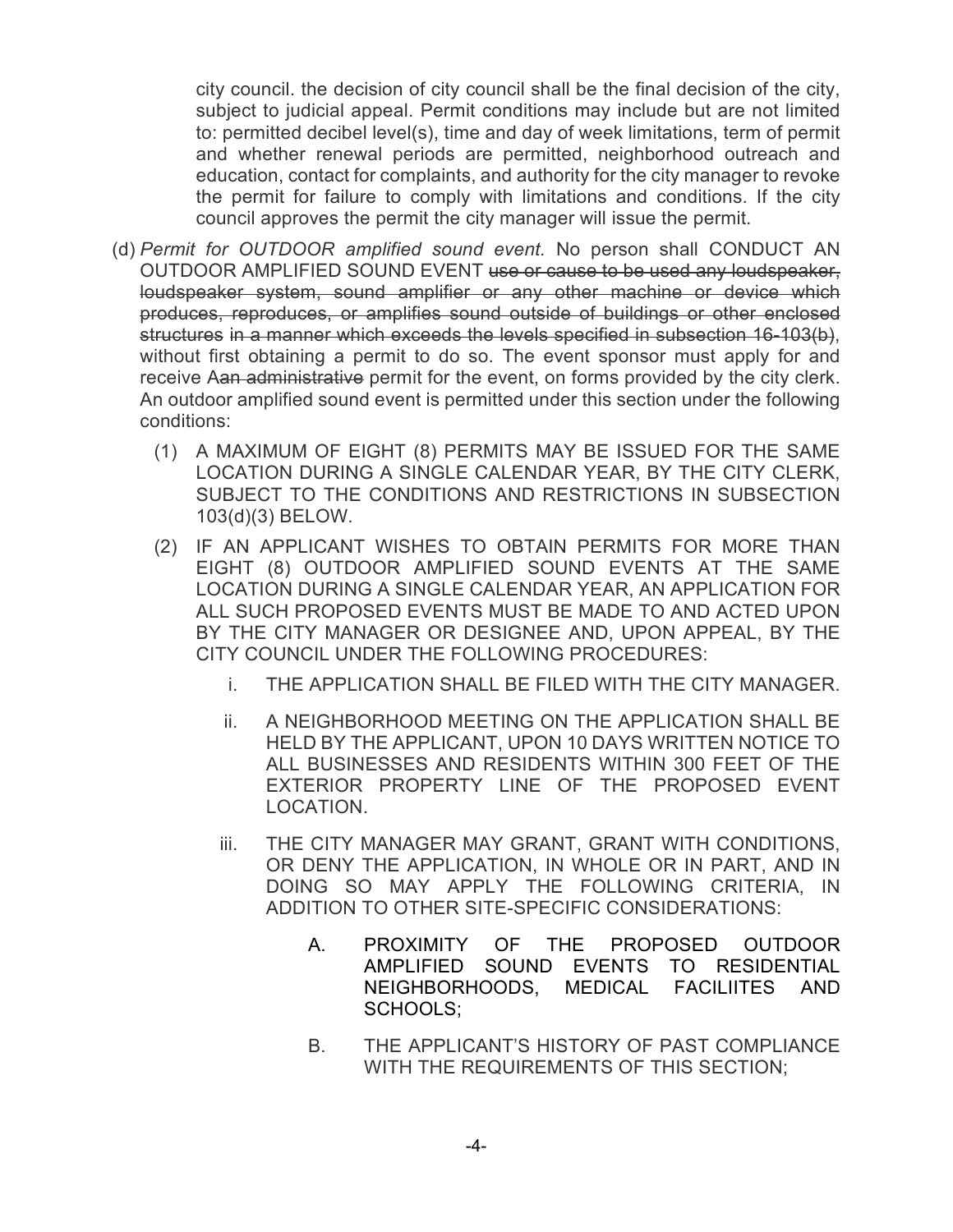city council. the decision of city council shall be the final decision of the city, subject to judicial appeal. Permit conditions may include but are not limited to: permitted decibel level(s), time and day of week limitations, term of permit and whether renewal periods are permitted, neighborhood outreach and education, contact for complaints, and authority for the city manager to revoke the permit for failure to comply with limitations and conditions. If the city council approves the permit the city manager will issue the permit.

(d) *Permit for OUTDOOR amplified sound event.* No person shall CONDUCT AN OUTDOOR AMPLIFIED SOUND EVENT ~~use or cause to be used any loudspeaker, loudspeaker system, sound amplifier or any other machine or device which produces, reproduces, or amplifies sound outside of buildings or other enclosed structures in a manner which exceeds the levels specified in subsection 16-103(b)~~, without first obtaining a permit to do so. The event sponsor must apply for and receive A~~an administrative~~ permit for the event, on forms provided by the city clerk. An outdoor amplified sound event is permitted under this section under the following conditions:

(1) A MAXIMUM OF EIGHT (8) PERMITS MAY BE ISSUED FOR THE SAME LOCATION DURING A SINGLE CALENDAR YEAR, BY THE CITY CLERK, SUBJECT TO THE CONDITIONS AND RESTRICTIONS IN SUBSECTION 103(d)(3) BELOW.

(2) IF AN APPLICANT WISHES TO OBTAIN PERMITS FOR MORE THAN EIGHT (8) OUTDOOR AMPLIFIED SOUND EVENTS AT THE SAME LOCATION DURING A SINGLE CALENDAR YEAR, AN APPLICATION FOR ALL SUCH PROPOSED EVENTS MUST BE MADE TO AND ACTED UPON BY THE CITY MANAGER OR DESIGNEE AND, UPON APPEAL, BY THE CITY COUNCIL UNDER THE FOLLOWING PROCEDURES:

i. THE APPLICATION SHALL BE FILED WITH THE CITY MANAGER.

ii. A NEIGHBORHOOD MEETING ON THE APPLICATION SHALL BE HELD BY THE APPLICANT, UPON 10 DAYS WRITTEN NOTICE TO ALL BUSINESSES AND RESIDENTS WITHIN 300 FEET OF THE EXTERIOR PROPERTY LINE OF THE PROPOSED EVENT LOCATION.

iii. THE CITY MANAGER MAY GRANT, GRANT WITH CONDITIONS, OR DENY THE APPLICATION, IN WHOLE OR IN PART, AND IN DOING SO MAY APPLY THE FOLLOWING CRITERIA, IN ADDITION TO OTHER SITE-SPECIFIC CONSIDERATIONS:

A. PROXIMITY OF THE PROPOSED OUTDOOR AMPLIFIED SOUND EVENTS TO RESIDENTIAL NEIGHBORHOODS, MEDICAL FACILIITES AND SCHOOLS;

B. THE APPLICANT'S HISTORY OF PAST COMPLIANCE WITH THE REQUIREMENTS OF THIS SECTION;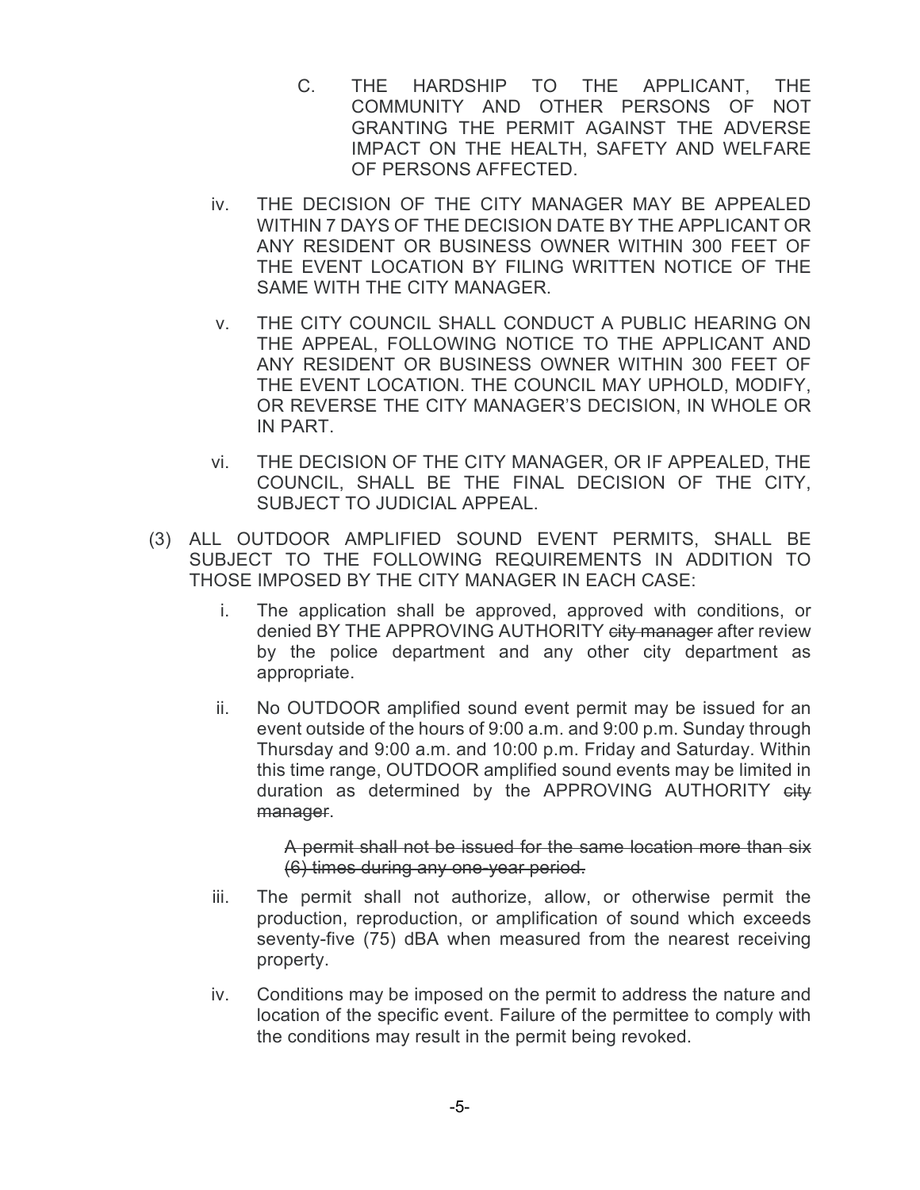C. THE HARDSHIP TO THE APPLICANT, THE COMMUNITY AND OTHER PERSONS OF NOT GRANTING THE PERMIT AGAINST THE ADVERSE IMPACT ON THE HEALTH, SAFETY AND WELFARE OF PERSONS AFFECTED.

iv. THE DECISION OF THE CITY MANAGER MAY BE APPEALED WITHIN 7 DAYS OF THE DECISION DATE BY THE APPLICANT OR ANY RESIDENT OR BUSINESS OWNER WITHIN 300 FEET OF THE EVENT LOCATION BY FILING WRITTEN NOTICE OF THE SAME WITH THE CITY MANAGER.

v. THE CITY COUNCIL SHALL CONDUCT A PUBLIC HEARING ON THE APPEAL, FOLLOWING NOTICE TO THE APPLICANT AND ANY RESIDENT OR BUSINESS OWNER WITHIN 300 FEET OF THE EVENT LOCATION. THE COUNCIL MAY UPHOLD, MODIFY, OR REVERSE THE CITY MANAGER'S DECISION, IN WHOLE OR IN PART.

vi. THE DECISION OF THE CITY MANAGER, OR IF APPEALED, THE COUNCIL, SHALL BE THE FINAL DECISION OF THE CITY, SUBJECT TO JUDICIAL APPEAL.

(3) ALL OUTDOOR AMPLIFIED SOUND EVENT PERMITS, SHALL BE SUBJECT TO THE FOLLOWING REQUIREMENTS IN ADDITION TO THOSE IMPOSED BY THE CITY MANAGER IN EACH CASE:

i. The application shall be approved, approved with conditions, or denied BY THE APPROVING AUTHORITY ~~city manager~~ after review by the police department and any other city department as appropriate.

ii. No OUTDOOR amplified sound event permit may be issued for an event outside of the hours of 9:00 a.m. and 9:00 p.m. Sunday through Thursday and 9:00 a.m. and 10:00 p.m. Friday and Saturday. Within this time range, OUTDOOR amplified sound events may be limited in duration as determined by the APPROVING AUTHORITY ~~city manager~~.

~~A permit shall not be issued for the same location more than six (6) times during any one-year period.~~

iii. The permit shall not authorize, allow, or otherwise permit the production, reproduction, or amplification of sound which exceeds seventy-five (75) dBA when measured from the nearest receiving property.

iv. Conditions may be imposed on the permit to address the nature and location of the specific event. Failure of the permittee to comply with the conditions may result in the permit being revoked.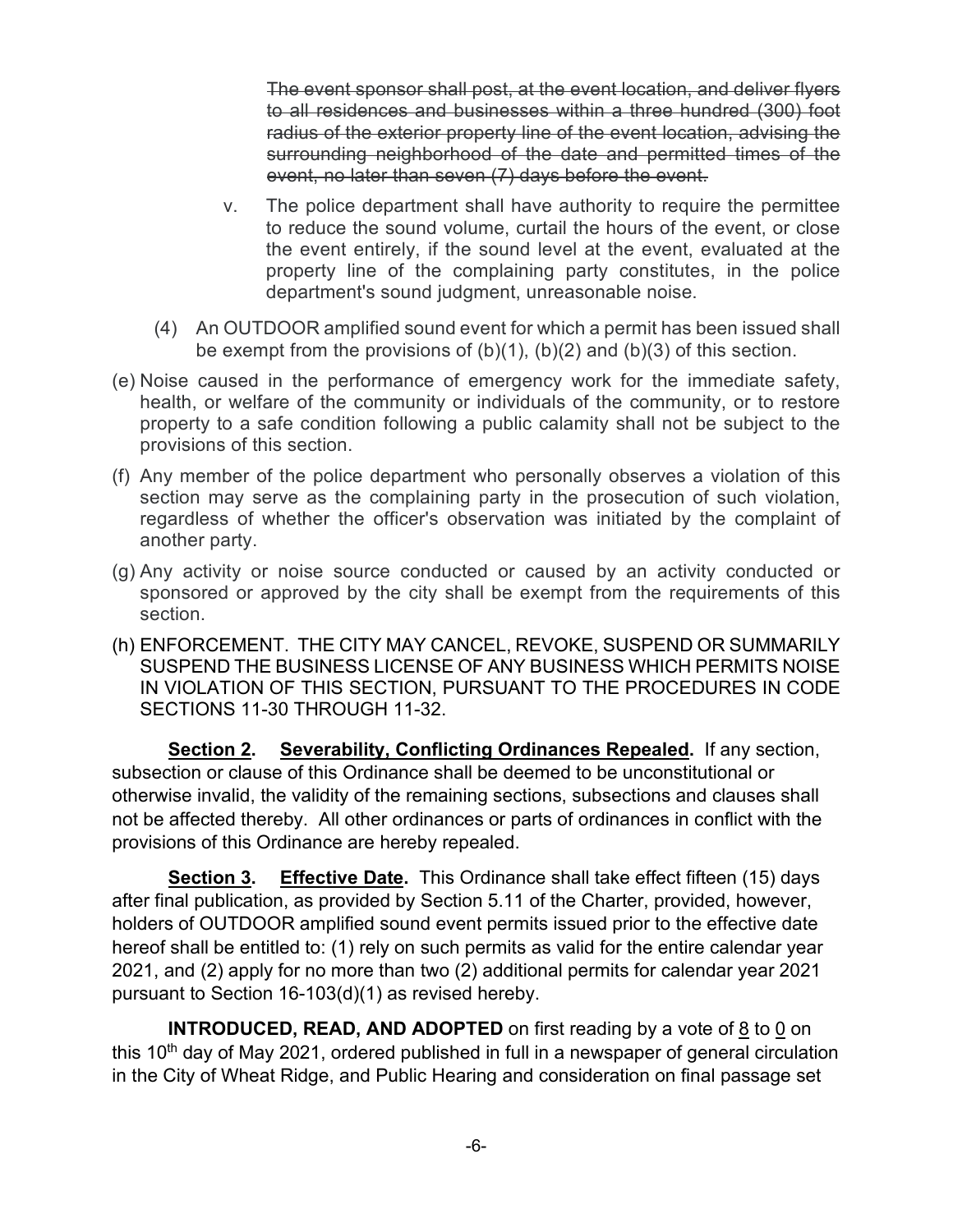~~The event sponsor shall post, at the event location, and deliver flyers to all residences and businesses within a three hundred (300) foot radius of the exterior property line of the event location, advising the surrounding neighborhood of the date and permitted times of the event, no later than seven (7) days before the event.~~

v. The police department shall have authority to require the permittee to reduce the sound volume, curtail the hours of the event, or close the event entirely, if the sound level at the event, evaluated at the property line of the complaining party constitutes, in the police department's sound judgment, unreasonable noise.

(4) An OUTDOOR amplified sound event for which a permit has been issued shall be exempt from the provisions of (b)(1), (b)(2) and (b)(3) of this section.

(e) Noise caused in the performance of emergency work for the immediate safety, health, or welfare of the community or individuals of the community, or to restore property to a safe condition following a public calamity shall not be subject to the provisions of this section.

(f) Any member of the police department who personally observes a violation of this section may serve as the complaining party in the prosecution of such violation, regardless of whether the officer's observation was initiated by the complaint of another party.

(g) Any activity or noise source conducted or caused by an activity conducted or sponsored or approved by the city shall be exempt from the requirements of this section.

(h) ENFORCEMENT. THE CITY MAY CANCEL, REVOKE, SUSPEND OR SUMMARILY SUSPEND THE BUSINESS LICENSE OF ANY BUSINESS WHICH PERMITS NOISE IN VIOLATION OF THIS SECTION, PURSUANT TO THE PROCEDURES IN CODE SECTIONS 11-30 THROUGH 11-32.

**Section 2. Severability, Conflicting Ordinances Repealed.** If any section, subsection or clause of this Ordinance shall be deemed to be unconstitutional or otherwise invalid, the validity of the remaining sections, subsections and clauses shall not be affected thereby. All other ordinances or parts of ordinances in conflict with the provisions of this Ordinance are hereby repealed.

**Section 3. Effective Date.** This Ordinance shall take effect fifteen (15) days after final publication, as provided by Section 5.11 of the Charter, provided, however, holders of OUTDOOR amplified sound event permits issued prior to the effective date hereof shall be entitled to: (1) rely on such permits as valid for the entire calendar year 2021, and (2) apply for no more than two (2) additional permits for calendar year 2021 pursuant to Section 16-103(d)(1) as revised hereby.

**INTRODUCED, READ, AND ADOPTED** on first reading by a vote of 8 to 0 on this 10th day of May 2021, ordered published in full in a newspaper of general circulation in the City of Wheat Ridge, and Public Hearing and consideration on final passage set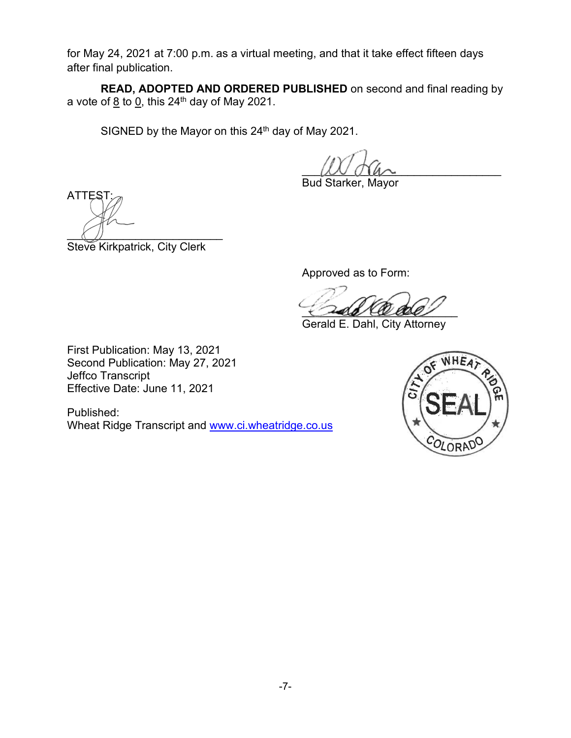for May 24, 2021 at 7:00 p.m. as a virtual meeting, and that it take effect fifteen days after final publication.

**READ, ADOPTED AND ORDERED PUBLISHED** on second and final reading by a vote of 8 to 0, this 24th day of May 2021.

SIGNED by the Mayor on this 24th day of May 2021.

_______________________________
Bud Starker, Mayor

ATTEST:

_______________________________
Steve Kirkpatrick, City Clerk

Approved as to Form:

_______________________________
Gerald E. Dahl, City Attorney

First Publication: May 13, 2021
Second Publication: May 27, 2021
Jeffco Transcript
Effective Date: June 11, 2021

Published:
Wheat Ridge Transcript and www.ci.wheatridge.co.us

CITY OF WHEAT RIDGE
SEAL
COLORADO